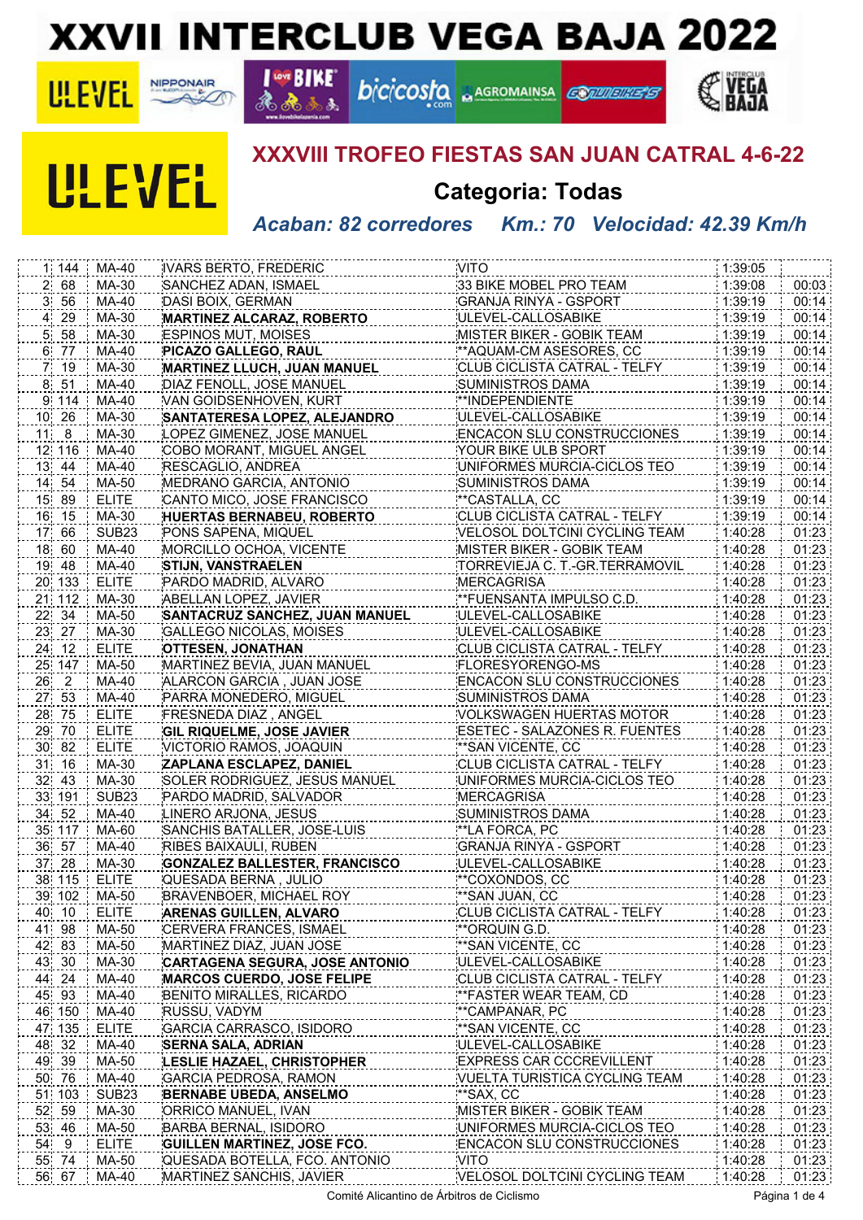# XXVII INTERCLUB VEGA BAJA 2022

## XXXVIII TROFEO FIESTAS SAN JUAN CATRAL 4-6-22

### Categoria: Todas

*Acaban: 82 corredores Km.: 70 Velocidad: 42.39 Km/h*

| | | | | | | |
|---|---|---|---|---|---|---|
| 1 | 144 | MA-40 | IVARS BERTO, FREDERIC | VITO | 1:39:05 | |
| 2 | 68 | MA-30 | SANCHEZ ADAN, ISMAEL | 33 BIKE MOBEL PRO TEAM | 1:39:08 | 00:03 |
| 3 | 56 | MA-40 | DASI BOIX, GERMAN | GRANJA RINYA - GSPORT | 1:39:19 | 00:14 |
| 4 | 29 | MA-30 | **MARTINEZ ALCARAZ, ROBERTO** | ULEVEL-CALLOSABIKE | 1:39:19 | 00:14 |
| 5 | 58 | MA-30 | ESPINOS MUT, MOISES | MISTER BIKER - GOBIK TEAM | 1:39:19 | 00:14 |
| 6 | 77 | MA-40 | **PICAZO GALLEGO, RAUL** | **AQUAM-CM ASESORES, CC | 1:39:19 | 00:14 |
| 7 | 19 | MA-30 | **MARTINEZ LLUCH, JUAN MANUEL** | CLUB CICLISTA CATRAL - TELFY | 1:39:19 | 00:14 |
| 8 | 51 | MA-40 | DIAZ FENOLL, JOSE MANUEL | SUMINISTROS DAMA | 1:39:19 | 00:14 |
| 9 | 114 | MA-40 | VAN GOIDSENHOVEN, KURT | **INDEPENDIENTE | 1:39:19 | 00:14 |
| 10 | 26 | MA-30 | **SANTATERESA LOPEZ, ALEJANDRO** | ULEVEL-CALLOSABIKE | 1:39:19 | 00:14 |
| 11 | 8 | MA-30 | LOPEZ GIMENEZ, JOSE MANUEL | ENCACON SLU CONSTRUCCIONES | 1:39:19 | 00:14 |
| 12 | 116 | MA-40 | COBO MORANT, MIGUEL ANGEL | YOUR BIKE ULB SPORT | 1:39:19 | 00:14 |
| 13 | 44 | MA-40 | RESCAGLIO, ANDREA | UNIFORMES MURCIA-CICLOS TEO | 1:39:19 | 00:14 |
| 14 | 54 | MA-50 | MEDRANO GARCIA, ANTONIO | SUMINISTROS DAMA | 1:39:19 | 00:14 |
| 15 | 89 | ELITE | CANTO MICO, JOSE FRANCISCO | **CASTALLA, CC | 1:39:19 | 00:14 |
| 16 | 15 | MA-30 | **HUERTAS BERNABEU, ROBERTO** | CLUB CICLISTA CATRAL - TELFY | 1:39:19 | 00:14 |
| 17 | 66 | SUB23 | PONS SAPENA, MIQUEL | VELOSOL DOLTCINI CYCLING TEAM | 1:40:28 | 01:23 |
| 18 | 60 | MA-40 | MORCILLO OCHOA, VICENTE | MISTER BIKER - GOBIK TEAM | 1:40:28 | 01:23 |
| 19 | 48 | MA-40 | **STIJN, VANSTRAELEN** | TORREVIEJA C. T.-GR.TERRAMOVIL | 1:40:28 | 01:23 |
| 20 | 133 | ELITE | PARDO MADRID, ALVARO | MERCAGRISA | 1:40:28 | 01:23 |
| 21 | 112 | MA-30 | ABELLAN LOPEZ, JAVIER | **FUENSANTA IMPULSO C.D. | 1:40:28 | 01:23 |
| 22 | 34 | MA-50 | **SANTACRUZ SANCHEZ, JUAN MANUEL** | ULEVEL-CALLOSABIKE | 1:40:28 | 01:23 |
| 23 | 27 | MA-30 | GALLEGO NICOLAS, MOISES | ULEVEL-CALLOSABIKE | 1:40:28 | 01:23 |
| 24 | 12 | ELITE | **OTTESEN, JONATHAN** | CLUB CICLISTA CATRAL - TELFY | 1:40:28 | 01:23 |
| 25 | 147 | MA-50 | MARTINEZ BEVIA, JUAN MANUEL | FLORESYORENGO-MS | 1:40:28 | 01:23 |
| 26 | 2 | MA-40 | ALARCON GARCIA , JUAN JOSE | ENCACON SLU CONSTRUCCIONES | 1:40:28 | 01:23 |
| 27 | 53 | MA-40 | PARRA MONEDERO, MIGUEL | SUMINISTROS DAMA | 1:40:28 | 01:23 |
| 28 | 75 | ELITE | FRESNEDA DIAZ , ANGEL | VOLKSWAGEN HUERTAS MOTOR | 1:40:28 | 01:23 |
| 29 | 70 | ELITE | **GIL RIQUELME, JOSE JAVIER** | ESETEC - SALAZONES R. FUENTES | 1:40:28 | 01:23 |
| 30 | 82 | ELITE | VICTORIO RAMOS, JOAQUIN | **SAN VICENTE, CC | 1:40:28 | 01:23 |
| 31 | 16 | MA-30 | **ZAPLANA ESCLAPEZ, DANIEL** | CLUB CICLISTA CATRAL - TELFY | 1:40:28 | 01:23 |
| 32 | 43 | MA-30 | SOLER RODRIGUEZ, JESUS MANUEL | UNIFORMES MURCIA-CICLOS TEO | 1:40:28 | 01:23 |
| 33 | 191 | SUB23 | PARDO MADRID, SALVADOR | MERCAGRISA | 1:40:28 | 01:23 |
| 34 | 52 | MA-40 | LINERO ARJONA, JESUS | SUMINISTROS DAMA | 1:40:28 | 01:23 |
| 35 | 117 | MA-60 | SANCHIS BATALLER, JOSE-LUIS | **LA FORCA, PC | 1:40:28 | 01:23 |
| 36 | 57 | MA-40 | RIBES BAIXAULI, RUBEN | GRANJA RINYA - GSPORT | 1:40:28 | 01:23 |
| 37 | 28 | MA-30 | **GONZALEZ BALLESTER, FRANCISCO** | ULEVEL-CALLOSABIKE | 1:40:28 | 01:23 |
| 38 | 115 | ELITE | QUESADA BERNA , JULIO | **COXONDOS, CC | 1:40:28 | 01:23 |
| 39 | 102 | MA-50 | BRAVENBOER, MICHAEL ROY | **SAN JUAN, CC | 1:40:28 | 01:23 |
| 40 | 10 | ELITE | **ARENAS GUILLEN, ALVARO** | CLUB CICLISTA CATRAL - TELFY | 1:40:28 | 01:23 |
| 41 | 98 | MA-50 | CERVERA FRANCES, ISMAEL | **ORQUIN G.D. | 1:40:28 | 01:23 |
| 42 | 83 | MA-50 | MARTINEZ DIAZ, JUAN JOSE | **SAN VICENTE, CC | 1:40:28 | 01:23 |
| 43 | 30 | MA-30 | **CARTAGENA SEGURA, JOSE ANTONIO** | ULEVEL-CALLOSABIKE | 1:40:28 | 01:23 |
| 44 | 24 | MA-40 | **MARCOS CUERDO, JOSE FELIPE** | CLUB CICLISTA CATRAL - TELFY | 1:40:28 | 01:23 |
| 45 | 93 | MA-40 | BENITO MIRALLES, RICARDO | **FASTER WEAR TEAM, CD | 1:40:28 | 01:23 |
| 46 | 150 | MA-40 | RUSSU, VADYM | **CAMPANAR, PC | 1:40:28 | 01:23 |
| 47 | 135 | ELITE | GARCIA CARRASCO, ISIDORO | **SAN VICENTE, CC | 1:40:28 | 01:23 |
| 48 | 32 | MA-40 | **SERNA SALA, ADRIAN** | ULEVEL-CALLOSABIKE | 1:40:28 | 01:23 |
| 49 | 39 | MA-50 | **LESLIE HAZAEL, CHRISTOPHER** | EXPRESS CAR CCCREVILLENT | 1:40:28 | 01:23 |
| 50 | 76 | MA-40 | GARCIA PEDROSA, RAMON | VUELTA TURISTICA CYCLING TEAM | 1:40:28 | 01:23 |
| 51 | 103 | SUB23 | **BERNABE UBEDA, ANSELMO** | **SAX, CC | 1:40:28 | 01:23 |
| 52 | 59 | MA-30 | ORRICO MANUEL, IVAN | MISTER BIKER - GOBIK TEAM | 1:40:28 | 01:23 |
| 53 | 46 | MA-50 | BARBA BERNAL, ISIDORO | UNIFORMES MURCIA-CICLOS TEO | 1:40:28 | 01:23 |
| 54 | 9 | ELITE | **GUILLEN MARTINEZ, JOSE FCO.** | ENCACON SLU CONSTRUCCIONES | 1:40:28 | 01:23 |
| 55 | 74 | MA-50 | QUESADA BOTELLA, FCO. ANTONIO | VITO | 1:40:28 | 01:23 |
| 56 | 67 | MA-40 | MARTINEZ SANCHIS, JAVIER | VELOSOL DOLTCINI CYCLING TEAM | 1:40:28 | 01:23 |

Comité Alicantino de Árbitros de Ciclismo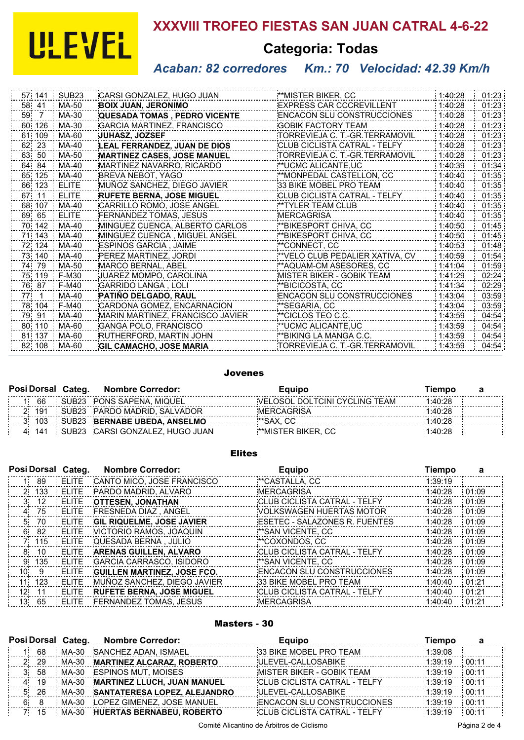ULEVEL

# XXXVIII TROFEO FIESTAS SAN JUAN CATRAL 4-6-22

## Categoria: Todas

### *Acaban: 82 corredores Km.: 70 Velocidad: 42.39 Km/h*

| | | | | | | |
|---|---|---|---|---|---|---|
| 57 | 141 | SUB23 | CARSI GONZALEZ, HUGO JUAN | **MISTER BIKER, CC | 1:40:28 | 01:23 |
| 58 | 41 | MA-50 | **BOIX JUAN, JERONIMO** | EXPRESS CAR CCCREVILLENT | 1:40:28 | 01:23 |
| 59 | 7 | MA-30 | **QUESADA TOMAS , PEDRO VICENTE** | ENCACON SLU CONSTRUCCIONES | 1:40:28 | 01:23 |
| 60 | 126 | MA-30 | GARCIA MARTINEZ, FRANCISCO | GOBIK FACTORY TEAM | 1:40:28 | 01:23 |
| 61 | 109 | MA-60 | **JUHASZ, JOZSEF** | TORREVIEJA C. T.-GR.TERRAMOVIL | 1:40:28 | 01:23 |
| 62 | 23 | MA-40 | **LEAL FERRANDEZ, JUAN DE DIOS** | CLUB CICLISTA CATRAL - TELFY | 1:40:28 | 01:23 |
| 63 | 50 | MA-50 | **MARTINEZ CASES, JOSE MANUEL** | TORREVIEJA C. T.-GR.TERRAMOVIL | 1:40:28 | 01:23 |
| 64 | 84 | MA-40 | MARTINEZ NAVARRO, RICARDO | **UCMC ALICANTE,UC | 1:40:39 | 01:34 |
| 65 | 125 | MA-40 | BREVA NEBOT, YAGO | **MONPEDAL CASTELLON, CC | 1:40:40 | 01:35 |
| 66 | 123 | ELITE | MUÑOZ SANCHEZ, DIEGO JAVIER | 33 BIKE MOBEL PRO TEAM | 1:40:40 | 01:35 |
| 67 | 11 | ELITE | **RUFETE BERNA, JOSE MIGUEL** | CLUB CICLISTA CATRAL - TELFY | 1:40:40 | 01:35 |
| 68 | 107 | MA-40 | CARRILLO ROMO, JOSE ANGEL | **TYLER TEAM CLUB | 1:40:40 | 01:35 |
| 69 | 65 | ELITE | FERNANDEZ TOMAS, JESUS | MERCAGRISA | 1:40:40 | 01:35 |
| 70 | 142 | MA-40 | MINGUEZ CUENCA, ALBERTO CARLOS | **BIKESPORT CHIVA, CC | 1:40:50 | 01:45 |
| 71 | 143 | MA-40 | MINGUEZ CUENCA , MIGUEL ANGEL | **BIKESPORT CHIVA, CC | 1:40:50 | 01:45 |
| 72 | 124 | MA-40 | ESPINOS GARCIA , JAIME | **CONNECT, CC | 1:40:53 | 01:48 |
| 73 | 140 | MA-40 | PEREZ MARTINEZ, JORDI | **VELO CLUB PEDALIER XATIVA, CV | 1:40:59 | 01:54 |
| 74 | 79 | MA-50 | MARCO BERNAL, ABEL | **AQUAM-CM ASESORES, CC | 1:41:04 | 01:59 |
| 75 | 119 | F-M30 | JUAREZ MOMPO, CAROLINA | MISTER BIKER - GOBIK TEAM | 1:41:29 | 02:24 |
| 76 | 87 | F-M40 | GARRIDO LANGA , LOLI | **BICICOSTA, CC | 1:41:34 | 02:29 |
| 77 | 1 | MA-40 | **PATIÑO DELGADO, RAUL** | ENCACON SLU CONSTRUCCIONES | 1:43:04 | 03:59 |
| 78 | 104 | F-M40 | CARDONA GOMEZ, ENCARNACION | **SEGARIA, CC | 1:43:04 | 03:59 |
| 79 | 91 | MA-40 | MARIN MARTINEZ, FRANCISCO JAVIER | **CICLOS TEO C.C. | 1:43:59 | 04:54 |
| 80 | 110 | MA-60 | GANGA POLO, FRANCISCO | **UCMC ALICANTE,UC | 1:43:59 | 04:54 |
| 81 | 137 | MA-60 | RUTHERFORD, MARTIN JOHN | **BIKING LA MANGA C.C. | 1:43:59 | 04:54 |
| 82 | 108 | MA-60 | **GIL CAMACHO, JOSE MARIA** | TORREVIEJA C. T.-GR.TERRAMOVIL | 1:43:59 | 04:54 |

## Jovenes

| Posi | Dorsal | Categ. | Nombre Corredor: | Equipo | Tiempo | a |
|---|---|---|---|---|---|---|
| 1 | 66 | SUB23 | PONS SAPENA, MIQUEL | VELOSOL DOLTCINI CYCLING TEAM | 1:40:28 | |
| 2 | 191 | SUB23 | PARDO MADRID, SALVADOR | MERCAGRISA | 1:40:28 | |
| 3 | 103 | SUB23 | **BERNABE UBEDA, ANSELMO** | **SAX, CC | 1:40:28 | |
| 4 | 141 | SUB23 | CARSI GONZALEZ, HUGO JUAN | **MISTER BIKER, CC | 1:40:28 | |

## Elites

| Posi | Dorsal | Categ. | Nombre Corredor: | Equipo | Tiempo | a |
|---|---|---|---|---|---|---|
| 1 | 89 | ELITE | CANTO MICO, JOSE FRANCISCO | **CASTALLA, CC | 1:39:19 | |
| 2 | 133 | ELITE | PARDO MADRID, ALVARO | MERCAGRISA | 1:40:28 | 01:09 |
| 3 | 12 | ELITE | **OTTESEN, JONATHAN** | CLUB CICLISTA CATRAL - TELFY | 1:40:28 | 01:09 |
| 4 | 75 | ELITE | FRESNEDA DIAZ , ANGEL | VOLKSWAGEN HUERTAS MOTOR | 1:40:28 | 01:09 |
| 5 | 70 | ELITE | **GIL RIQUELME, JOSE JAVIER** | ESETEC - SALAZONES R. FUENTES | 1:40:28 | 01:09 |
| 6 | 82 | ELITE | VICTORIO RAMOS, JOAQUIN | **SAN VICENTE, CC | 1:40:28 | 01:09 |
| 7 | 115 | ELITE | QUESADA BERNA , JULIO | **COXONDOS, CC | 1:40:28 | 01:09 |
| 8 | 10 | ELITE | **ARENAS GUILLEN, ALVARO** | CLUB CICLISTA CATRAL - TELFY | 1:40:28 | 01:09 |
| 9 | 135 | ELITE | GARCIA CARRASCO, ISIDORO | **SAN VICENTE, CC | 1:40:28 | 01:09 |
| 10 | 9 | ELITE | **GUILLEN MARTINEZ, JOSE FCO.** | ENCACON SLU CONSTRUCCIONES | 1:40:28 | 01:09 |
| 11 | 123 | ELITE | MUÑOZ SANCHEZ, DIEGO JAVIER | 33 BIKE MOBEL PRO TEAM | 1:40:40 | 01:21 |
| 12 | 11 | ELITE | **RUFETE BERNA, JOSE MIGUEL** | CLUB CICLISTA CATRAL - TELFY | 1:40:40 | 01:21 |
| 13 | 65 | ELITE | FERNANDEZ TOMAS, JESUS | MERCAGRISA | 1:40:40 | 01:21 |

## Masters - 30

| Posi | Dorsal | Categ. | Nombre Corredor: | Equipo | Tiempo | a |
|---|---|---|---|---|---|---|
| 1 | 68 | MA-30 | SANCHEZ ADAN, ISMAEL | 33 BIKE MOBEL PRO TEAM | 1:39:08 | |
| 2 | 29 | MA-30 | **MARTINEZ ALCARAZ, ROBERTO** | ULEVEL-CALLOSABIKE | 1:39:19 | 00:11 |
| 3 | 58 | MA-30 | ESPINOS MUT, MOISES | MISTER BIKER - GOBIK TEAM | 1:39:19 | 00:11 |
| 4 | 19 | MA-30 | **MARTINEZ LLUCH, JUAN MANUEL** | CLUB CICLISTA CATRAL - TELFY | 1:39:19 | 00:11 |
| 5 | 26 | MA-30 | **SANTATERESA LOPEZ, ALEJANDRO** | ULEVEL-CALLOSABIKE | 1:39:19 | 00:11 |
| 6 | 8 | MA-30 | LOPEZ GIMENEZ, JOSE MANUEL | ENCACON SLU CONSTRUCCIONES | 1:39:19 | 00:11 |
| 7 | 15 | MA-30 | **HUERTAS BERNABEU, ROBERTO** | CLUB CICLISTA CATRAL - TELFY | 1:39:19 | 00:11 |

Comité Alicantino de Árbitros de Ciclismo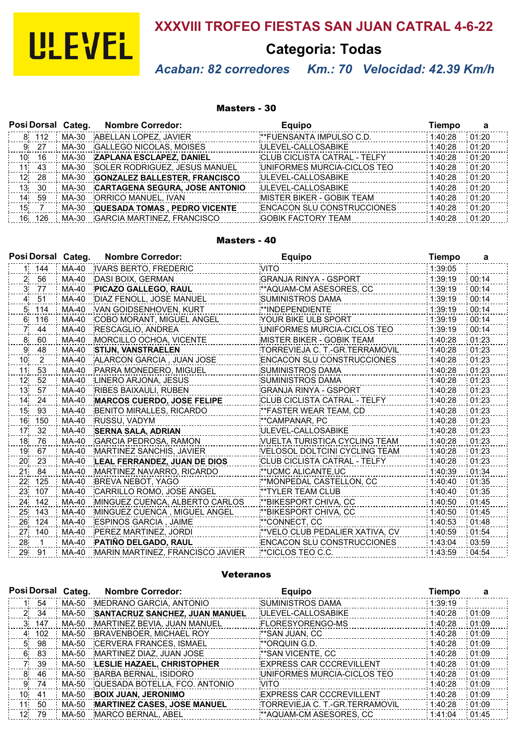# XXXVIII TROFEO FIESTAS SAN JUAN CATRAL 4-6-22

## Categoria: Todas

*Acaban: 82 corredores    Km.: 70   Velocidad: 42.39 Km/h*

### Masters - 30

| Posi | Dorsal | Categ. | Nombre Corredor: | Equipo | Tiempo | a |
|---|---|---|---|---|---|---|
| 8 | 112 | MA-30 | ABELLAN LOPEZ, JAVIER | **FUENSANTA IMPULSO C.D. | 1:40:28 | 01:20 |
| 9 | 27 | MA-30 | GALLEGO NICOLAS, MOISES | ULEVEL-CALLOSABIKE | 1:40:28 | 01:20 |
| 10 | 16 | MA-30 | **ZAPLANA ESCLAPEZ, DANIEL** | CLUB CICLISTA CATRAL - TELFY | 1:40:28 | 01:20 |
| 11 | 43 | MA-30 | SOLER RODRIGUEZ, JESUS MANUEL | UNIFORMES MURCIA-CICLOS TEO | 1:40:28 | 01:20 |
| 12 | 28 | MA-30 | **GONZALEZ BALLESTER, FRANCISCO** | ULEVEL-CALLOSABIKE | 1:40:28 | 01:20 |
| 13 | 30 | MA-30 | **CARTAGENA SEGURA, JOSE ANTONIO** | ULEVEL-CALLOSABIKE | 1:40:28 | 01:20 |
| 14 | 59 | MA-30 | ORRICO MANUEL, IVAN | MISTER BIKER - GOBIK TEAM | 1:40:28 | 01:20 |
| 15 | 7 | MA-30 | **QUESADA TOMAS , PEDRO VICENTE** | ENCACON SLU CONSTRUCCIONES | 1:40:28 | 01:20 |
| 16 | 126 | MA-30 | GARCIA MARTINEZ, FRANCISCO | GOBIK FACTORY TEAM | 1:40:28 | 01:20 |

### Masters - 40

| Posi | Dorsal | Categ. | Nombre Corredor: | Equipo | Tiempo | a |
|---|---|---|---|---|---|---|
| 1 | 144 | MA-40 | IVARS BERTO, FREDERIC | VITO | 1:39:05 | |
| 2 | 56 | MA-40 | DASI BOIX, GERMAN | GRANJA RINYA - GSPORT | 1:39:19 | 00:14 |
| 3 | 77 | MA-40 | **PICAZO GALLEGO, RAUL** | **AQUAM-CM ASESORES, CC | 1:39:19 | 00:14 |
| 4 | 51 | MA-40 | DIAZ FENOLL, JOSE MANUEL | SUMINISTROS DAMA | 1:39:19 | 00:14 |
| 5 | 114 | MA-40 | VAN GOIDSENHOVEN, KURT | **INDEPENDIENTE | 1:39:19 | 00:14 |
| 6 | 116 | MA-40 | COBO MORANT, MIGUEL ANGEL | YOUR BIKE ULB SPORT | 1:39:19 | 00:14 |
| 7 | 44 | MA-40 | RESCAGLIO, ANDREA | UNIFORMES MURCIA-CICLOS TEO | 1:39:19 | 00:14 |
| 8 | 60 | MA-40 | MORCILLO OCHOA, VICENTE | MISTER BIKER - GOBIK TEAM | 1:40:28 | 01:23 |
| 9 | 48 | MA-40 | **STIJN, VANSTRAELEN** | TORREVIEJA C. T.-GR.TERRAMOVIL | 1:40:28 | 01:23 |
| 10 | 2 | MA-40 | ALARCON GARCIA , JUAN JOSE | ENCACON SLU CONSTRUCCIONES | 1:40:28 | 01:23 |
| 11 | 53 | MA-40 | PARRA MONEDERO, MIGUEL | SUMINISTROS DAMA | 1:40:28 | 01:23 |
| 12 | 52 | MA-40 | LINERO ARJONA, JESUS | SUMINISTROS DAMA | 1:40:28 | 01:23 |
| 13 | 57 | MA-40 | RIBES BAIXAULI, RUBEN | GRANJA RINYA - GSPORT | 1:40:28 | 01:23 |
| 14 | 24 | MA-40 | **MARCOS CUERDO, JOSE FELIPE** | CLUB CICLISTA CATRAL - TELFY | 1:40:28 | 01:23 |
| 15 | 93 | MA-40 | BENITO MIRALLES, RICARDO | **FASTER WEAR TEAM, CD | 1:40:28 | 01:23 |
| 16 | 150 | MA-40 | RUSSU, VADYM | **CAMPANAR, PC | 1:40:28 | 01:23 |
| 17 | 32 | MA-40 | **SERNA SALA, ADRIAN** | ULEVEL-CALLOSABIKE | 1:40:28 | 01:23 |
| 18 | 76 | MA-40 | GARCIA PEDROSA, RAMON | VUELTA TURISTICA CYCLING TEAM | 1:40:28 | 01:23 |
| 19 | 67 | MA-40 | MARTINEZ SANCHIS, JAVIER | VELOSOL DOLTCINI CYCLING TEAM | 1:40:28 | 01:23 |
| 20 | 23 | MA-40 | **LEAL FERRANDEZ, JUAN DE DIOS** | CLUB CICLISTA CATRAL - TELFY | 1:40:28 | 01:23 |
| 21 | 84 | MA-40 | MARTINEZ NAVARRO, RICARDO | **UCMC ALICANTE,UC | 1:40:39 | 01:34 |
| 22 | 125 | MA-40 | BREVA NEBOT, YAGO | **MONPEDAL CASTELLON, CC | 1:40:40 | 01:35 |
| 23 | 107 | MA-40 | CARRILLO ROMO, JOSE ANGEL | **TYLER TEAM CLUB | 1:40:40 | 01:35 |
| 24 | 142 | MA-40 | MINGUEZ CUENCA, ALBERTO CARLOS | **BIKESPORT CHIVA, CC | 1:40:50 | 01:45 |
| 25 | 143 | MA-40 | MINGUEZ CUENCA , MIGUEL ANGEL | **BIKESPORT CHIVA, CC | 1:40:50 | 01:45 |
| 26 | 124 | MA-40 | ESPINOS GARCIA , JAIME | **CONNECT, CC | 1:40:53 | 01:48 |
| 27 | 140 | MA-40 | PEREZ MARTINEZ, JORDI | **VELO CLUB PEDALIER XATIVA, CV | 1:40:59 | 01:54 |
| 28 | 1 | MA-40 | **PATIÑO DELGADO, RAUL** | ENCACON SLU CONSTRUCCIONES | 1:43:04 | 03:59 |
| 29 | 91 | MA-40 | MARIN MARTINEZ, FRANCISCO JAVIER | **CICLOS TEO C.C. | 1:43:59 | 04:54 |

### Veteranos

| Posi | Dorsal | Categ. | Nombre Corredor: | Equipo | Tiempo | a |
|---|---|---|---|---|---|---|
| 1 | 54 | MA-50 | MEDRANO GARCIA, ANTONIO | SUMINISTROS DAMA | 1:39:19 | |
| 2 | 34 | MA-50 | **SANTACRUZ SANCHEZ, JUAN MANUEL** | ULEVEL-CALLOSABIKE | 1:40:28 | 01:09 |
| 3 | 147 | MA-50 | MARTINEZ BEVIA, JUAN MANUEL | FLORESYORENGO-MS | 1:40:28 | 01:09 |
| 4 | 102 | MA-50 | BRAVENBOER, MICHAEL ROY | **SAN JUAN, CC | 1:40:28 | 01:09 |
| 5 | 98 | MA-50 | CERVERA FRANCES, ISMAEL | **ORQUIN G.D. | 1:40:28 | 01:09 |
| 6 | 83 | MA-50 | MARTINEZ DIAZ, JUAN JOSE | **SAN VICENTE, CC | 1:40:28 | 01:09 |
| 7 | 39 | MA-50 | **LESLIE HAZAEL, CHRISTOPHER** | EXPRESS CAR CCCREVILLENT | 1:40:28 | 01:09 |
| 8 | 46 | MA-50 | BARBA BERNAL, ISIDORO | UNIFORMES MURCIA-CICLOS TEO | 1:40:28 | 01:09 |
| 9 | 74 | MA-50 | QUESADA BOTELLA, FCO. ANTONIO | VITO | 1:40:28 | 01:09 |
| 10 | 41 | MA-50 | **BOIX JUAN, JERONIMO** | EXPRESS CAR CCCREVILLENT | 1:40:28 | 01:09 |
| 11 | 50 | MA-50 | **MARTINEZ CASES, JOSE MANUEL** | TORREVIEJA C. T.-GR.TERRAMOVIL | 1:40:28 | 01:09 |
| 12 | 79 | MA-50 | MARCO BERNAL, ABEL | **AQUAM-CM ASESORES, CC | 1:41:04 | 01:45 |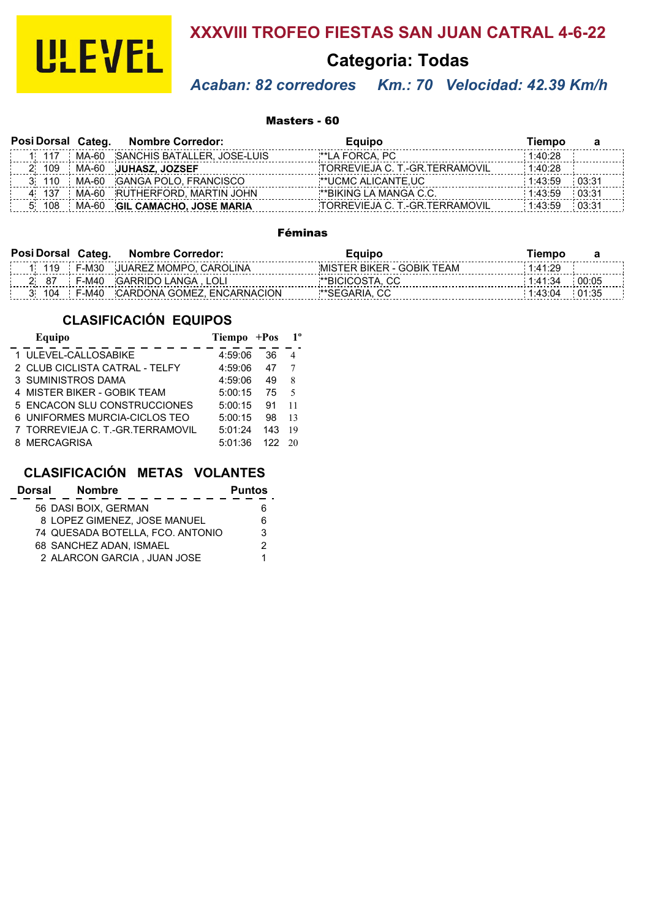ULEVEL

# XXXVIII TROFEO FIESTAS SAN JUAN CATRAL 4-6-22

## Categoria: Todas

***Acaban: 82 corredores    Km.: 70   Velocidad: 42.39 Km/h***

### Masters - 60

| Posi | Dorsal | Categ. | Nombre Corredor: | Equipo | Tiempo | a |
|---|---|---|---|---|---|---|
| 1 | 117 | MA-60 | SANCHIS BATALLER, JOSE-LUIS | **LA FORCA, PC | 1:40:28 | |
| 2 | 109 | MA-60 | **JUHASZ, JOZSEF** | TORREVIEJA C. T.-GR.TERRAMOVIL | 1:40:28 | |
| 3 | 110 | MA-60 | GANGA POLO, FRANCISCO | **UCMC ALICANTE,UC | 1:43:59 | 03:31 |
| 4 | 137 | MA-60 | RUTHERFORD, MARTIN JOHN | **BIKING LA MANGA C.C. | 1:43:59 | 03:31 |
| 5 | 108 | MA-60 | **GIL CAMACHO, JOSE MARIA** | TORREVIEJA C. T.-GR.TERRAMOVIL | 1:43:59 | 03:31 |

### Féminas

| Posi | Dorsal | Categ. | Nombre Corredor: | Equipo | Tiempo | a |
|---|---|---|---|---|---|---|
| 1 | 119 | F-M30 | JUAREZ MOMPO, CAROLINA | MISTER BIKER - GOBIK TEAM | 1:41:29 | |
| 2 | 87 | F-M40 | GARRIDO LANGA , LOLI | **BICICOSTA, CC | 1:41:34 | 00:05 |
| 3 | 104 | F-M40 | CARDONA GOMEZ, ENCARNACION | **SEGARIA, CC | 1:43:04 | 01:35 |

### CLASIFICACIÓN EQUIPOS

| | Equipo | Tiempo | +Pos | 1º |
|---|---|---|---|---|
| 1 | ULEVEL-CALLOSABIKE | 4:59:06 | 36 | 4 |
| 2 | CLUB CICLISTA CATRAL - TELFY | 4:59:06 | 47 | 7 |
| 3 | SUMINISTROS DAMA | 4:59:06 | 49 | 8 |
| 4 | MISTER BIKER - GOBIK TEAM | 5:00:15 | 75 | 5 |
| 5 | ENCACON SLU CONSTRUCCIONES | 5:00:15 | 91 | 11 |
| 6 | UNIFORMES MURCIA-CICLOS TEO | 5:00:15 | 98 | 13 |
| 7 | TORREVIEJA C. T.-GR.TERRAMOVIL | 5:01:24 | 143 | 19 |
| 8 | MERCAGRISA | 5:01:36 | 122 | 20 |

### CLASIFICACIÓN METAS VOLANTES

| Dorsal | Nombre | Puntos |
|---|---|---|
| 56 | DASI BOIX, GERMAN | 6 |
| 8 | LOPEZ GIMENEZ, JOSE MANUEL | 6 |
| 74 | QUESADA BOTELLA, FCO. ANTONIO | 3 |
| 68 | SANCHEZ ADAN, ISMAEL | 2 |
| 2 | ALARCON GARCIA , JUAN JOSE | 1 |